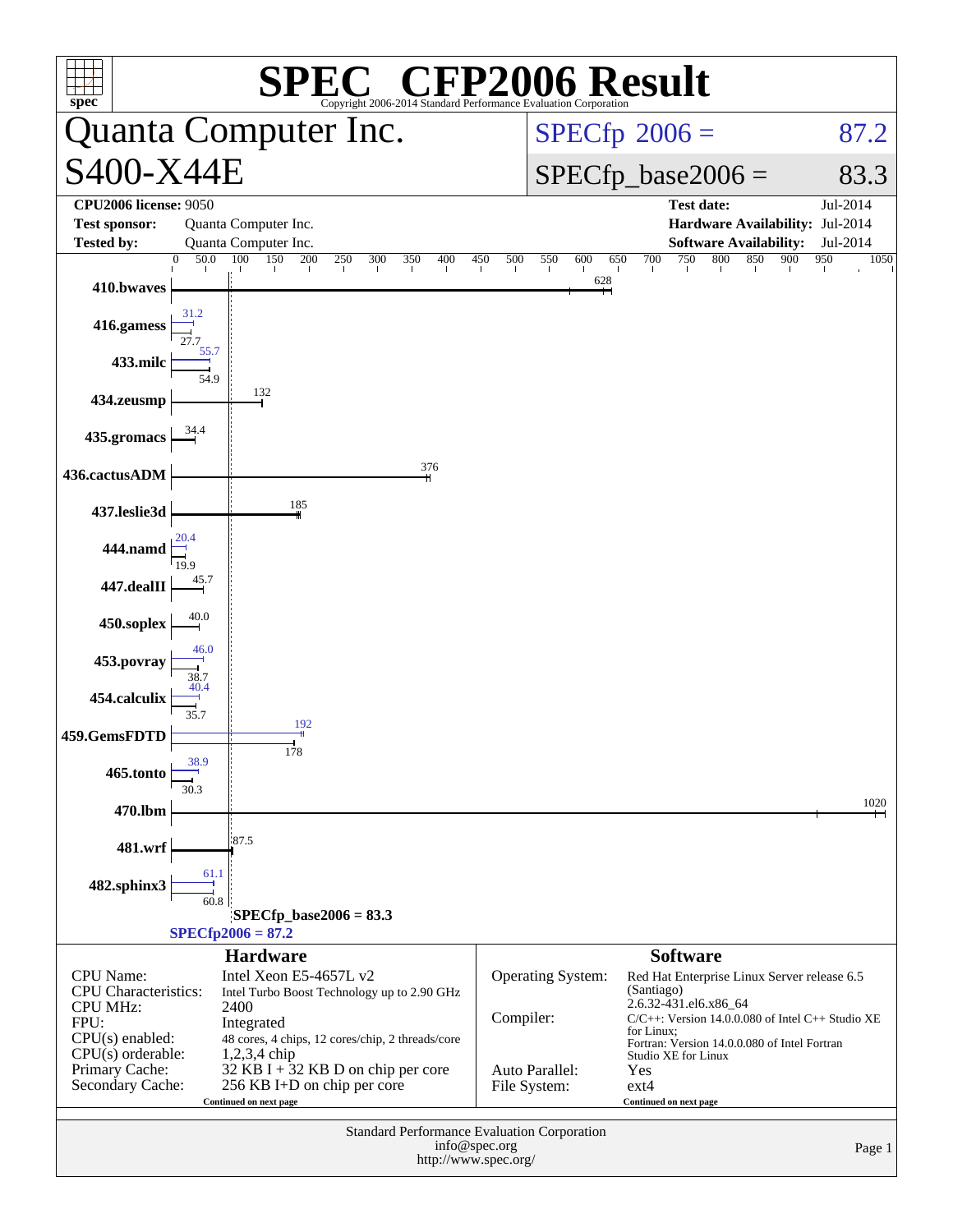# SPEC® CFP2006 Result

Copyright 2006-2014 Standard Performance Evaluation Corporation

## Quanta Computer Inc.
## S400-X44E

**SPECfp 2006 = 87.2**

**SPECfp_base2006 = 83.3**

| | | | |
|---|---|---|---|
| **CPU2006 license:** 9050 | | **Test date:** | Jul-2014 |
| **Test sponsor:** | Quanta Computer Inc. | **Hardware Availability:** | Jul-2014 |
| **Tested by:** | Quanta Computer Inc. | **Software Availability:** | Jul-2014 |

| Benchmark | Peak | Base |
|---|---|---|
| 410.bwaves | | 628 |
| 416.gamess | 31.2 | 27.7 |
| 433.milc | 55.7 | 54.9 |
| 434.zeusmp | | 132 |
| 435.gromacs | | 34.4 |
| 436.cactusADM | | 376 |
| 437.leslie3d | | 185 |
| 444.namd | 20.4 | 19.9 |
| 447.dealII | | 45.7 |
| 450.soplex | | 40.0 |
| 453.povray | 46.0 | 38.7 |
| 454.calculix | 40.4 | 35.7 |
| 459.GemsFDTD | 192 | 178 |
| 465.tonto | 38.9 | 30.3 |
| 470.lbm | | 1020 |
| 481.wrf | | 87.5 |
| 482.sphinx3 | 61.1 | 60.8 |

SPECfp_base2006 = 83.3

SPECfp2006 = 87.2

### Hardware

| | |
|---|---|
| CPU Name: | Intel Xeon E5-4657L v2 |
| CPU Characteristics: | Intel Turbo Boost Technology up to 2.90 GHz |
| CPU MHz: | 2400 |
| FPU: | Integrated |
| CPU(s) enabled: | 48 cores, 4 chips, 12 cores/chip, 2 threads/core |
| CPU(s) orderable: | 1,2,3,4 chip |
| Primary Cache: | 32 KB I + 32 KB D on chip per core |
| Secondary Cache: | 256 KB I+D on chip per core |

Continued on next page

### Software

| | |
|---|---|
| Operating System: | Red Hat Enterprise Linux Server release 6.5 (Santiago) 2.6.32-431.el6.x86_64 |
| Compiler: | C/C++: Version 14.0.0.080 of Intel C++ Studio XE for Linux; Fortran: Version 14.0.0.080 of Intel Fortran Studio XE for Linux |
| Auto Parallel: | Yes |
| File System: | ext4 |

Continued on next page

Standard Performance Evaluation Corporation
info@spec.org
http://www.spec.org/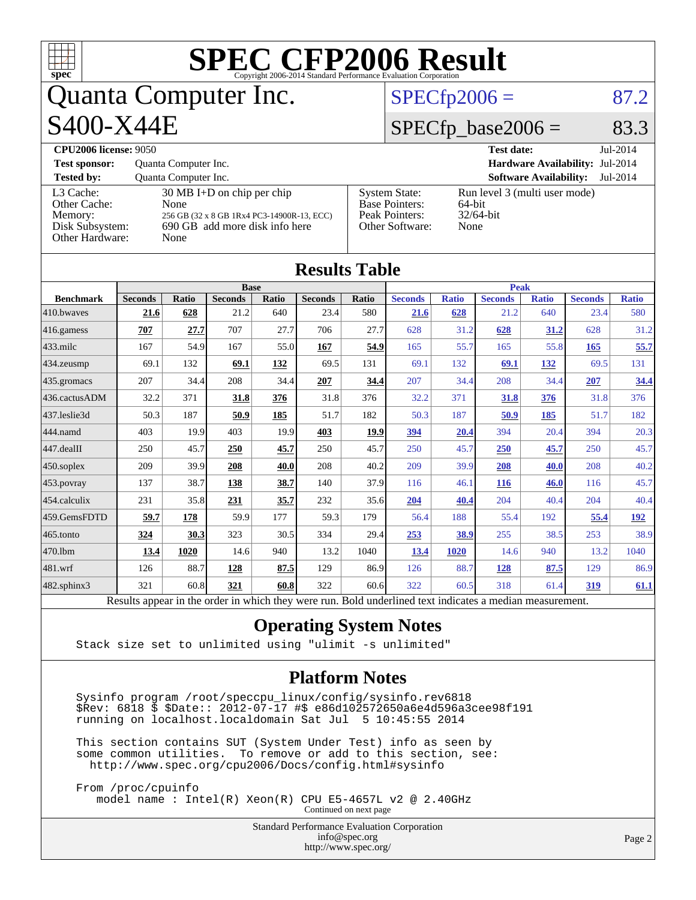# SPEC CFP2006 Result

Copyright 2006-2014 Standard Performance Evaluation Corporation

# Quanta Computer Inc.

# S400-X44E

SPECfp2006 = 87.2

SPECfp_base2006 = 83.3

**CPU2006 license:** 9050

**Test sponsor:** Quanta Computer Inc.

**Tested by:** Quanta Computer Inc.

**Test date:** Jul-2014

**Hardware Availability:** Jul-2014

**Software Availability:** Jul-2014

| | |
|---|---|
| L3 Cache: | 30 MB I+D on chip per chip |
| Other Cache: | None |
| Memory: | 256 GB (32 x 8 GB 1Rx4 PC3-14900R-13, ECC) |
| Disk Subsystem: | 690 GB add more disk info here |
| Other Hardware: | None |

| | |
|---|---|
| System State: | Run level 3 (multi user mode) |
| Base Pointers: | 64-bit |
| Peak Pointers: | 32/64-bit |
| Other Software: | None |

## Results Table

| | Base | | | | | | Peak | | | | | |
|---|---|---|---|---|---|---|---|---|---|---|---|---|
| **Benchmark** | **Seconds** | **Ratio** | **Seconds** | **Ratio** | **Seconds** | **Ratio** | **Seconds** | **Ratio** | **Seconds** | **Ratio** | **Seconds** | **Ratio** |
| 410.bwaves | **21.6** | **628** | 21.2 | 640 | 23.4 | 580 | **21.6** | **628** | 21.2 | 640 | 23.4 | 580 |
| 416.gamess | **707** | **27.7** | 707 | 27.7 | 706 | 27.7 | 628 | 31.2 | **628** | **31.2** | 628 | 31.2 |
| 433.milc | 167 | 54.9 | 167 | 55.0 | **167** | **54.9** | 165 | 55.7 | 165 | 55.8 | **165** | **55.7** |
| 434.zeusmp | 69.1 | 132 | **69.1** | **132** | 69.5 | 131 | 69.1 | 132 | **69.1** | **132** | 69.5 | 131 |
| 435.gromacs | 207 | 34.4 | 208 | 34.4 | **207** | **34.4** | 207 | 34.4 | 208 | 34.4 | **207** | **34.4** |
| 436.cactusADM | 32.2 | 371 | **31.8** | **376** | 31.8 | 376 | 32.2 | 371 | **31.8** | **376** | 31.8 | 376 |
| 437.leslie3d | 50.3 | 187 | **50.9** | **185** | 51.7 | 182 | 50.3 | 187 | **50.9** | **185** | 51.7 | 182 |
| 444.namd | 403 | 19.9 | 403 | 19.9 | **403** | **19.9** | **394** | **20.4** | 394 | 20.4 | 394 | 20.3 |
| 447.dealII | 250 | 45.7 | **250** | **45.7** | 250 | 45.7 | 250 | 45.7 | **250** | **45.7** | 250 | 45.7 |
| 450.soplex | 209 | 39.9 | **208** | **40.0** | 208 | 40.2 | 209 | 39.9 | **208** | **40.0** | 208 | 40.2 |
| 453.povray | 137 | 38.7 | **138** | **38.7** | 140 | 37.9 | 116 | 46.1 | **116** | **46.0** | 116 | 45.7 |
| 454.calculix | 231 | 35.8 | **231** | **35.7** | 232 | 35.6 | **204** | **40.4** | 204 | 40.4 | 204 | 40.4 |
| 459.GemsFDTD | **59.7** | **178** | 59.9 | 177 | 59.3 | 179 | 56.4 | 188 | 55.4 | 192 | **55.4** | **192** |
| 465.tonto | **324** | **30.3** | 323 | 30.5 | 334 | 29.4 | **253** | **38.9** | 255 | 38.5 | 253 | 38.9 |
| 470.lbm | **13.4** | **1020** | 14.6 | 940 | 13.2 | 1040 | **13.4** | **1020** | 14.6 | 940 | 13.2 | 1040 |
| 481.wrf | 126 | 88.7 | **128** | **87.5** | 129 | 86.9 | 126 | 88.7 | **128** | **87.5** | 129 | 86.9 |
| 482.sphinx3 | 321 | 60.8 | **321** | **60.8** | 322 | 60.6 | 322 | 60.5 | 318 | 61.4 | **319** | **61.1** |

Results appear in the order in which they were run. Bold underlined text indicates a median measurement.

## Operating System Notes

```
Stack size set to unlimited using "ulimit -s unlimited"
```

## Platform Notes

```
Sysinfo program /root/speccpu_linux/config/sysinfo.rev6818
$Rev: 6818 $ $Date:: 2012-07-17 #$ e86d102572650a6e4d596a3cee98f191
running on localhost.localdomain Sat Jul  5 10:45:55 2014

This section contains SUT (System Under Test) info as seen by
some common utilities.  To remove or add to this section, see:
  http://www.spec.org/cpu2006/Docs/config.html#sysinfo

From /proc/cpuinfo
   model name : Intel(R) Xeon(R) CPU E5-4657L v2 @ 2.40GHz
```

Continued on next page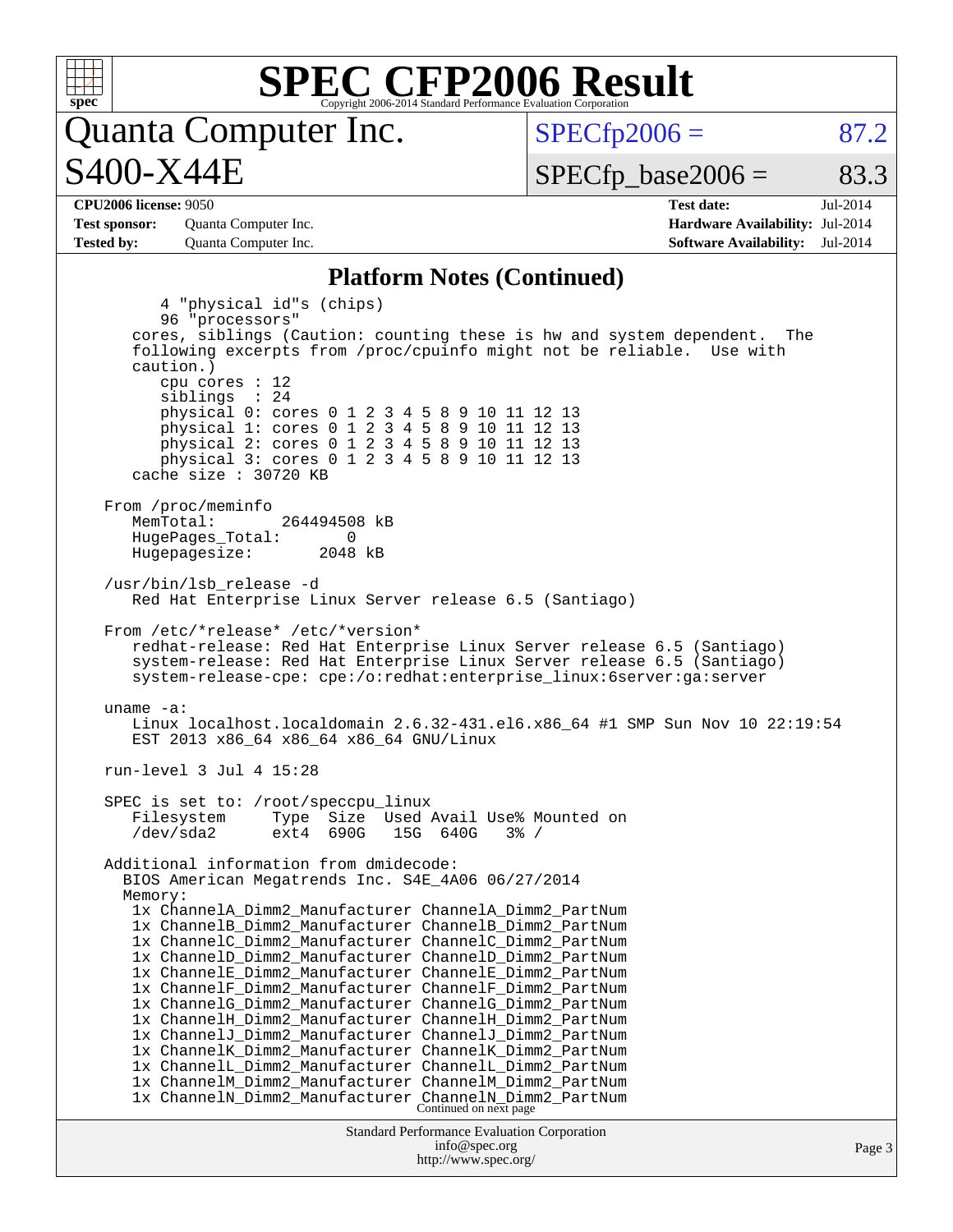# SPEC CFP2006 Result

Copyright 2006-2014 Standard Performance Evaluation Corporation

## Quanta Computer Inc.
## S400-X44E

SPECfp2006 = 87.2

SPECfp_base2006 = 83.3

| | | | |
|---|---|---|---|
| **CPU2006 license:** 9050 | | **Test date:** | Jul-2014 |
| **Test sponsor:** | Quanta Computer Inc. | **Hardware Availability:** | Jul-2014 |
| **Tested by:** | Quanta Computer Inc. | **Software Availability:** | Jul-2014 |

### Platform Notes (Continued)

```
        4 "physical id"s (chips)
        96 "processors"
    cores, siblings (Caution: counting these is hw and system dependent.  The
    following excerpts from /proc/cpuinfo might not be reliable.  Use with
    caution.)
        cpu cores : 12
        siblings  : 24
        physical 0: cores 0 1 2 3 4 5 8 9 10 11 12 13
        physical 1: cores 0 1 2 3 4 5 8 9 10 11 12 13
        physical 2: cores 0 1 2 3 4 5 8 9 10 11 12 13
        physical 3: cores 0 1 2 3 4 5 8 9 10 11 12 13
    cache size : 30720 KB

 From /proc/meminfo
    MemTotal:       264494508 kB
    HugePages_Total:       0
    Hugepagesize:       2048 kB

 /usr/bin/lsb_release -d
    Red Hat Enterprise Linux Server release 6.5 (Santiago)

 From /etc/*release* /etc/*version*
    redhat-release: Red Hat Enterprise Linux Server release 6.5 (Santiago)
    system-release: Red Hat Enterprise Linux Server release 6.5 (Santiago)
    system-release-cpe: cpe:/o:redhat:enterprise_linux:6server:ga:server

 uname -a:
    Linux localhost.localdomain 2.6.32-431.el6.x86_64 #1 SMP Sun Nov 10 22:19:54
    EST 2013 x86_64 x86_64 x86_64 GNU/Linux

 run-level 3 Jul 4 15:28

 SPEC is set to: /root/speccpu_linux
    Filesystem     Type  Size  Used Avail Use% Mounted on
    /dev/sda2      ext4  690G   15G  640G   3% /

 Additional information from dmidecode:
   BIOS American Megatrends Inc. S4E_4A06 06/27/2014
   Memory:
    1x ChannelA_Dimm2_Manufacturer ChannelA_Dimm2_PartNum
    1x ChannelB_Dimm2_Manufacturer ChannelB_Dimm2_PartNum
    1x ChannelC_Dimm2_Manufacturer ChannelC_Dimm2_PartNum
    1x ChannelD_Dimm2_Manufacturer ChannelD_Dimm2_PartNum
    1x ChannelE_Dimm2_Manufacturer ChannelE_Dimm2_PartNum
    1x ChannelF_Dimm2_Manufacturer ChannelF_Dimm2_PartNum
    1x ChannelG_Dimm2_Manufacturer ChannelG_Dimm2_PartNum
    1x ChannelH_Dimm2_Manufacturer ChannelH_Dimm2_PartNum
    1x ChannelJ_Dimm2_Manufacturer ChannelJ_Dimm2_PartNum
    1x ChannelK_Dimm2_Manufacturer ChannelK_Dimm2_PartNum
    1x ChannelL_Dimm2_Manufacturer ChannelL_Dimm2_PartNum
    1x ChannelM_Dimm2_Manufacturer ChannelM_Dimm2_PartNum
    1x ChannelN_Dimm2_Manufacturer ChannelN_Dimm2_PartNum
```

Continued on next page

Standard Performance Evaluation Corporation
info@spec.org
http://www.spec.org/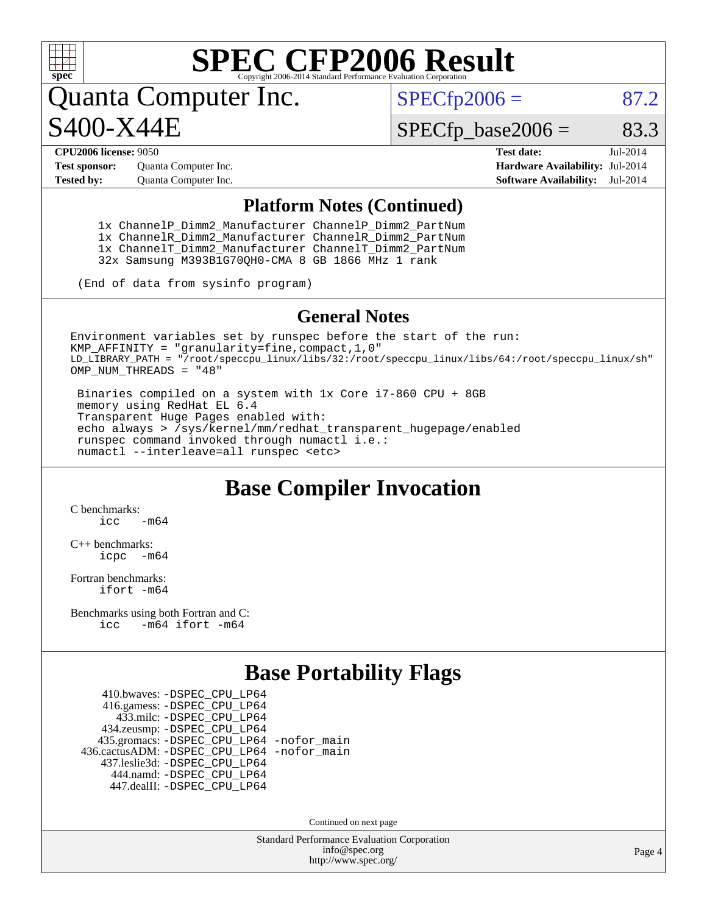# SPEC CFP2006 Result

Copyright 2006-2014 Standard Performance Evaluation Corporation

## Quanta Computer Inc.
## S400-X44E

SPECfp2006 = 87.2

SPECfp_base2006 = 83.3

**CPU2006 license:** 9050
**Test sponsor:** Quanta Computer Inc.
**Tested by:** Quanta Computer Inc.

**Test date:** Jul-2014
**Hardware Availability:** Jul-2014
**Software Availability:** Jul-2014

## Platform Notes (Continued)

```
    1x ChannelP_Dimm2_Manufacturer ChannelP_Dimm2_PartNum
    1x ChannelR_Dimm2_Manufacturer ChannelR_Dimm2_PartNum
    1x ChannelT_Dimm2_Manufacturer ChannelT_Dimm2_PartNum
    32x Samsung M393B1G70QH0-CMA 8 GB 1866 MHz 1 rank

(End of data from sysinfo program)
```

## General Notes

```
Environment variables set by runspec before the start of the run:
KMP_AFFINITY = "granularity=fine,compact,1,0"
LD_LIBRARY_PATH = "/root/speccpu_linux/libs/32:/root/speccpu_linux/libs/64:/root/speccpu_linux/sh"
OMP_NUM_THREADS = "48"

 Binaries compiled on a system with 1x Core i7-860 CPU + 8GB
 memory using RedHat EL 6.4
 Transparent Huge Pages enabled with:
 echo always > /sys/kernel/mm/redhat_transparent_hugepage/enabled
 runspec command invoked through numactl i.e.:
 numactl --interleave=all runspec <etc>
```

## Base Compiler Invocation

C benchmarks:
    icc -m64

C++ benchmarks:
    icpc -m64

Fortran benchmarks:
    ifort -m64

Benchmarks using both Fortran and C:
    icc -m64 ifort -m64

## Base Portability Flags

410.bwaves: -DSPEC_CPU_LP64
416.gamess: -DSPEC_CPU_LP64
433.milc: -DSPEC_CPU_LP64
434.zeusmp: -DSPEC_CPU_LP64
435.gromacs: -DSPEC_CPU_LP64 -nofor_main
436.cactusADM: -DSPEC_CPU_LP64 -nofor_main
437.leslie3d: -DSPEC_CPU_LP64
444.namd: -DSPEC_CPU_LP64
447.dealII: -DSPEC_CPU_LP64

Continued on next page

Standard Performance Evaluation Corporation
info@spec.org
http://www.spec.org/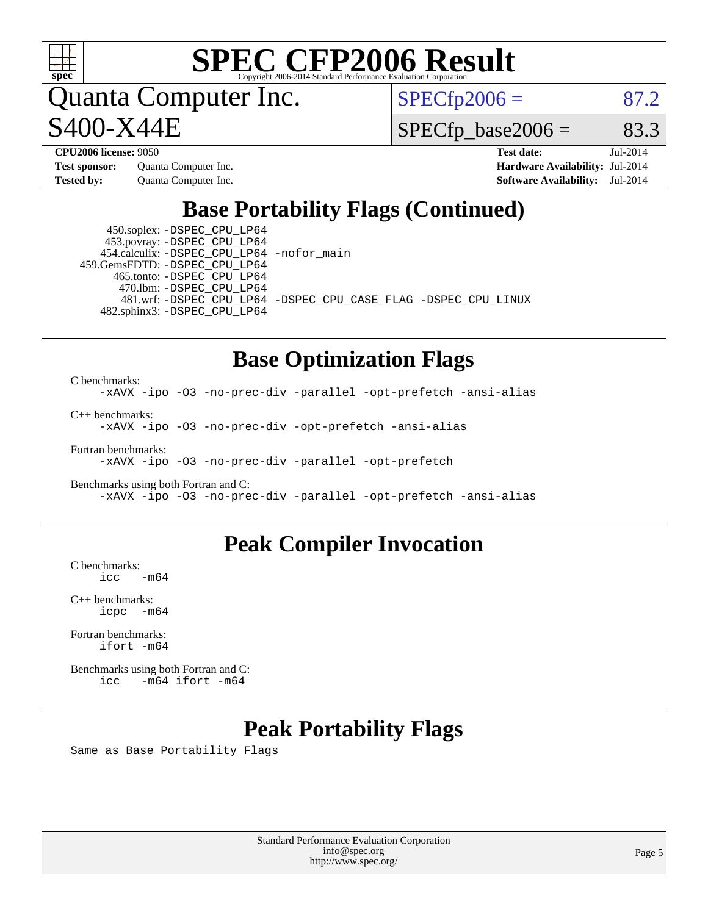# SPEC CFP2006 Result

Copyright 2006-2014 Standard Performance Evaluation Corporation

## Quanta Computer Inc.
## S400-X44E

SPECfp2006 = 87.2

SPECfp_base2006 = 83.3

| | | | |
|---|---|---|---|
| **CPU2006 license:** 9050 | | **Test date:** | Jul-2014 |
| **Test sponsor:** | Quanta Computer Inc. | **Hardware Availability:** | Jul-2014 |
| **Tested by:** | Quanta Computer Inc. | **Software Availability:** | Jul-2014 |

## Base Portability Flags (Continued)

450.soplex: -DSPEC_CPU_LP64
453.povray: -DSPEC_CPU_LP64
454.calculix: -DSPEC_CPU_LP64 -nofor_main
459.GemsFDTD: -DSPEC_CPU_LP64
465.tonto: -DSPEC_CPU_LP64
470.lbm: -DSPEC_CPU_LP64
481.wrf: -DSPEC_CPU_LP64 -DSPEC_CPU_CASE_FLAG -DSPEC_CPU_LINUX
482.sphinx3: -DSPEC_CPU_LP64

## Base Optimization Flags

C benchmarks:
```
-xAVX -ipo -O3 -no-prec-div -parallel -opt-prefetch -ansi-alias
```

C++ benchmarks:
```
-xAVX -ipo -O3 -no-prec-div -opt-prefetch -ansi-alias
```

Fortran benchmarks:
```
-xAVX -ipo -O3 -no-prec-div -parallel -opt-prefetch
```

Benchmarks using both Fortran and C:
```
-xAVX -ipo -O3 -no-prec-div -parallel -opt-prefetch -ansi-alias
```

## Peak Compiler Invocation

C benchmarks:
```
icc   -m64
```

C++ benchmarks:
```
icpc  -m64
```

Fortran benchmarks:
```
ifort -m64
```

Benchmarks using both Fortran and C:
```
icc   -m64 ifort -m64
```

## Peak Portability Flags

Same as Base Portability Flags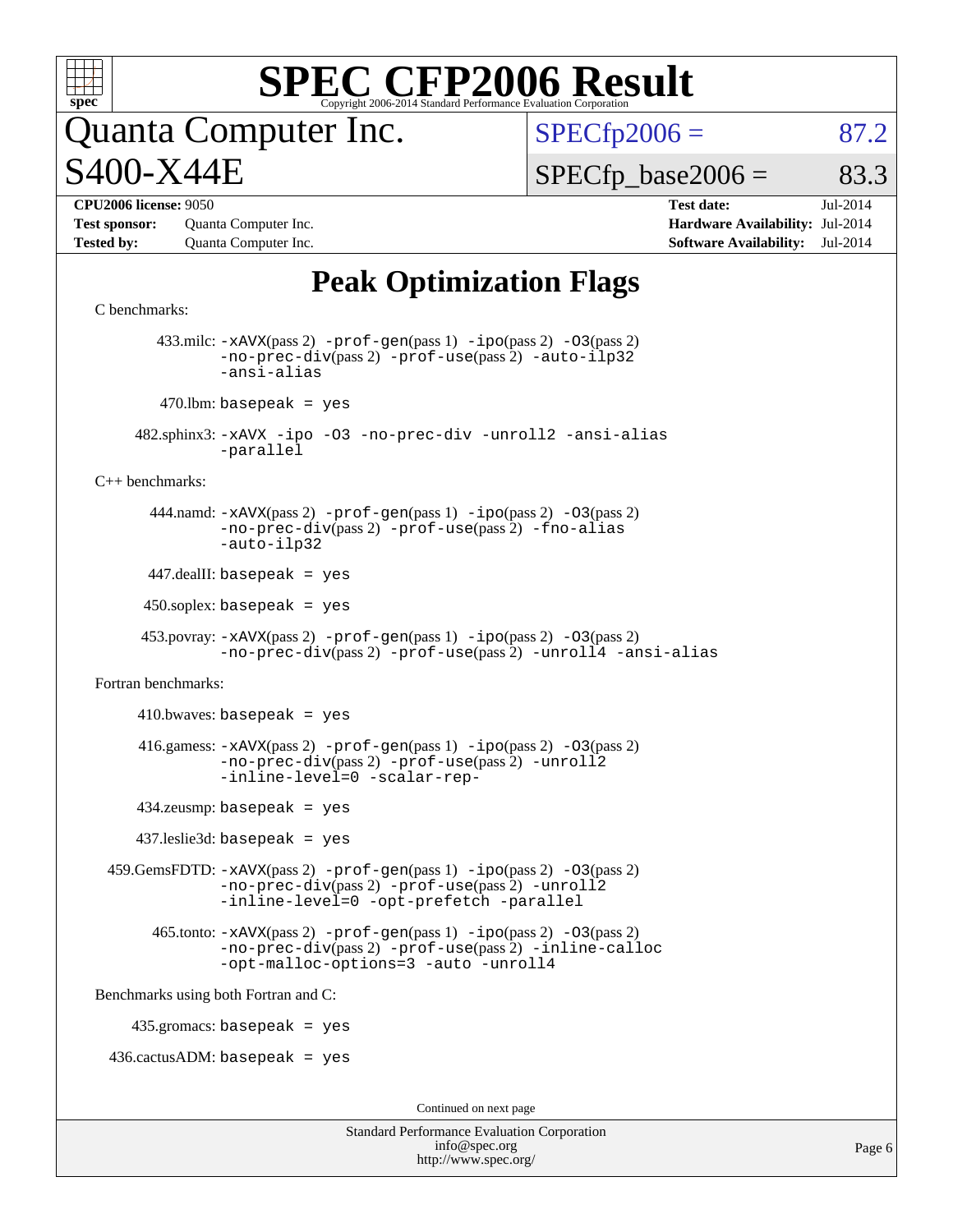# SPEC CFP2006 Result

Copyright 2006-2014 Standard Performance Evaluation Corporation

## Quanta Computer Inc.
## S400-X44E

SPECfp2006 = 87.2

SPECfp_base2006 = 83.3

**CPU2006 license:** 9050 **Test date:** Jul-2014

**Test sponsor:** Quanta Computer Inc. **Hardware Availability:** Jul-2014

**Tested by:** Quanta Computer Inc. **Software Availability:** Jul-2014

# Peak Optimization Flags

C benchmarks:

433.milc: `-xAVX`(pass 2) `-prof-gen`(pass 1) `-ipo`(pass 2) `-O3`(pass 2) `-no-prec-div`(pass 2) `-prof-use`(pass 2) `-auto-ilp32` `-ansi-alias`

470.lbm: `basepeak = yes`

482.sphinx3: `-xAVX -ipo -O3 -no-prec-div -unroll2 -ansi-alias -parallel`

C++ benchmarks:

444.namd: `-xAVX`(pass 2) `-prof-gen`(pass 1) `-ipo`(pass 2) `-O3`(pass 2) `-no-prec-div`(pass 2) `-prof-use`(pass 2) `-fno-alias` `-auto-ilp32`

447.dealII: `basepeak = yes`

450.soplex: `basepeak = yes`

453.povray: `-xAVX`(pass 2) `-prof-gen`(pass 1) `-ipo`(pass 2) `-O3`(pass 2) `-no-prec-div`(pass 2) `-prof-use`(pass 2) `-unroll4 -ansi-alias`

Fortran benchmarks:

410.bwaves: `basepeak = yes`

416.gamess: `-xAVX`(pass 2) `-prof-gen`(pass 1) `-ipo`(pass 2) `-O3`(pass 2) `-no-prec-div`(pass 2) `-prof-use`(pass 2) `-unroll2` `-inline-level=0 -scalar-rep-`

434.zeusmp: `basepeak = yes`

437.leslie3d: `basepeak = yes`

459.GemsFDTD: `-xAVX`(pass 2) `-prof-gen`(pass 1) `-ipo`(pass 2) `-O3`(pass 2) `-no-prec-div`(pass 2) `-prof-use`(pass 2) `-unroll2` `-inline-level=0 -opt-prefetch -parallel`

465.tonto: `-xAVX`(pass 2) `-prof-gen`(pass 1) `-ipo`(pass 2) `-O3`(pass 2) `-no-prec-div`(pass 2) `-prof-use`(pass 2) `-inline-calloc` `-opt-malloc-options=3 -auto -unroll4`

Benchmarks using both Fortran and C:

435.gromacs: `basepeak = yes`

436.cactusADM: `basepeak = yes`

Continued on next page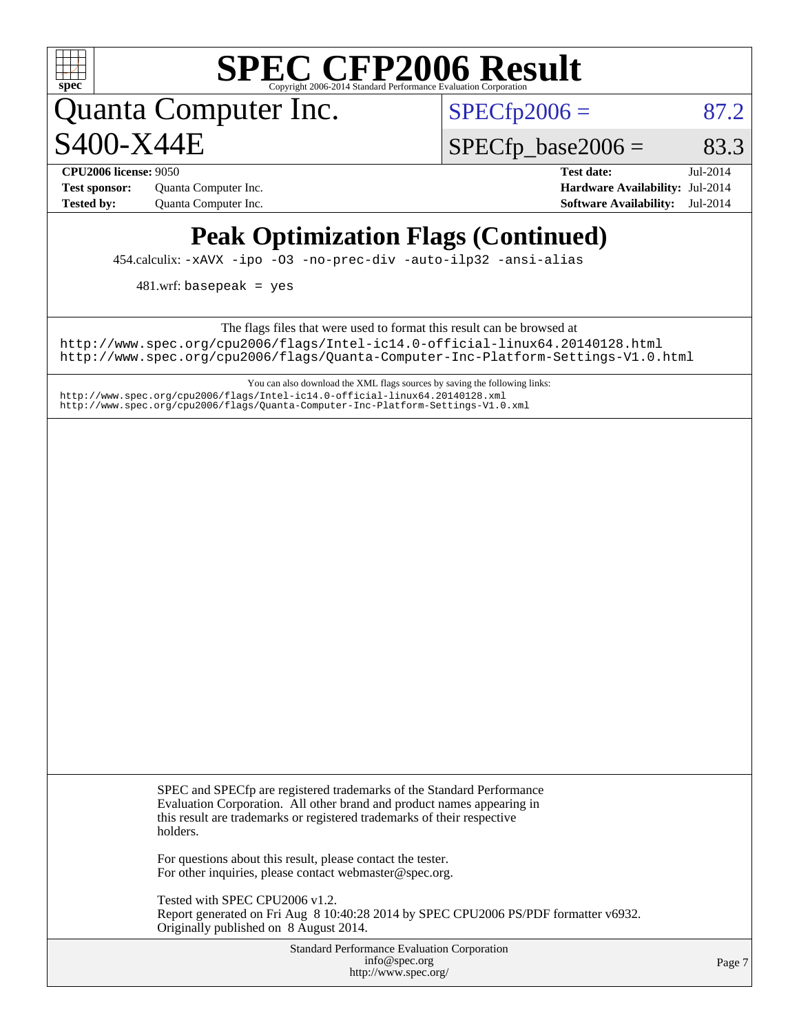# Peak Optimization Flags (Continued)

454.calculix: -xAVX -ipo -O3 -no-prec-div -auto-ilp32 -ansi-alias

481.wrf: basepeak = yes

The flags files that were used to format this result can be browsed at
http://www.spec.org/cpu2006/flags/Intel-ic14.0-official-linux64.20140128.html
http://www.spec.org/cpu2006/flags/Quanta-Computer-Inc-Platform-Settings-V1.0.html

You can also download the XML flags sources by saving the following links:
http://www.spec.org/cpu2006/flags/Intel-ic14.0-official-linux64.20140128.xml
http://www.spec.org/cpu2006/flags/Quanta-Computer-Inc-Platform-Settings-V1.0.xml

SPEC and SPECfp are registered trademarks of the Standard Performance Evaluation Corporation. All other brand and product names appearing in this result are trademarks or registered trademarks of their respective holders.

For questions about this result, please contact the tester.
For other inquiries, please contact webmaster@spec.org.

Tested with SPEC CPU2006 v1.2.
Report generated on Fri Aug 8 10:40:28 2014 by SPEC CPU2006 PS/PDF formatter v6932.
Originally published on 8 August 2014.